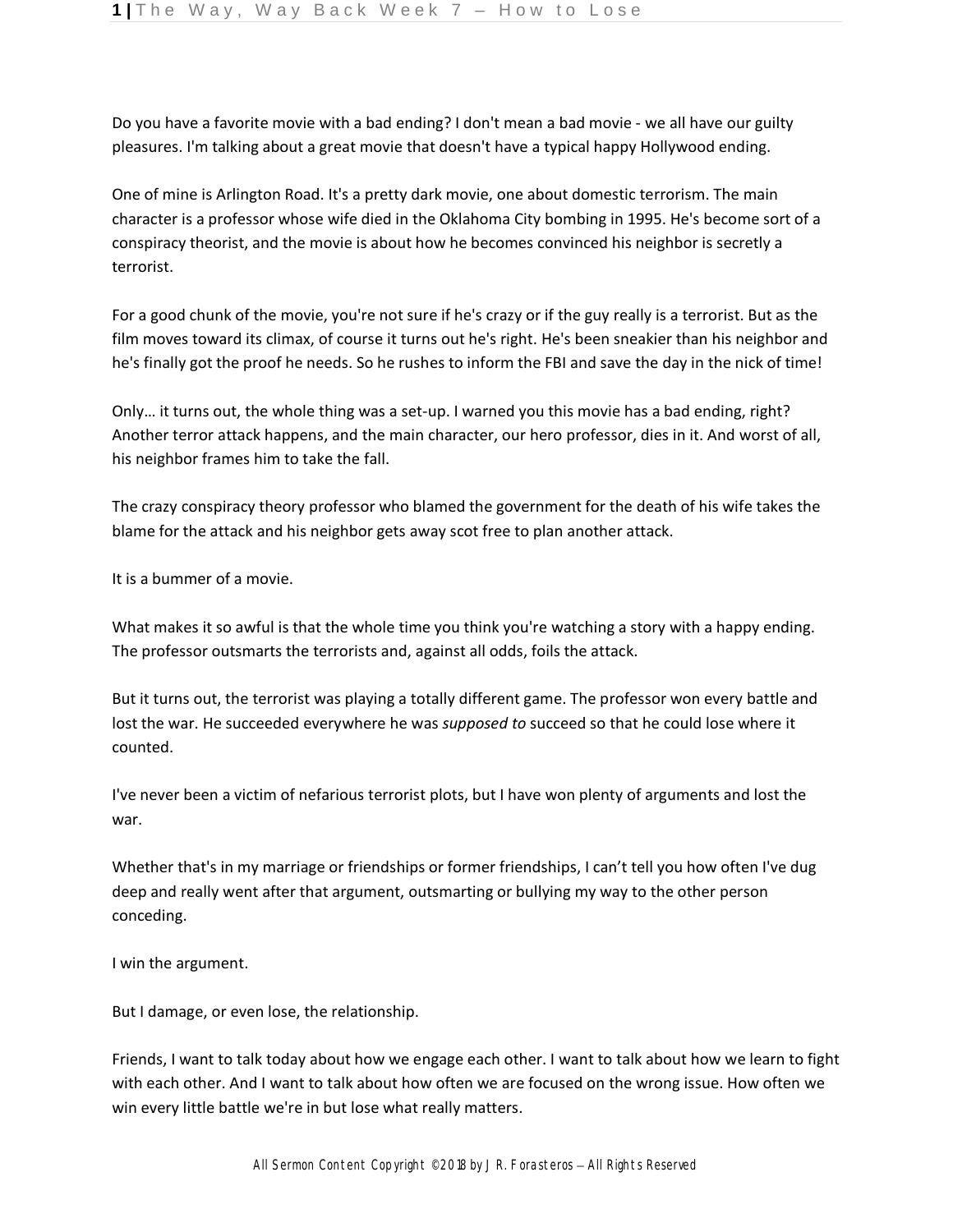Do you have a favorite movie with a bad ending? I don't mean a bad movie - we all have our guilty pleasures. I'm talking about a great movie that doesn't have a typical happy Hollywood ending.

One of mine is Arlington Road. It's a pretty dark movie, one about domestic terrorism. The main character is a professor whose wife died in the Oklahoma City bombing in 1995. He's become sort of a conspiracy theorist, and the movie is about how he becomes convinced his neighbor is secretly a terrorist.

For a good chunk of the movie, you're not sure if he's crazy or if the guy really is a terrorist. But as the film moves toward its climax, of course it turns out he's right. He's been sneakier than his neighbor and he's finally got the proof he needs. So he rushes to inform the FBI and save the day in the nick of time!

Only… it turns out, the whole thing was a set-up. I warned you this movie has a bad ending, right? Another terror attack happens, and the main character, our hero professor, dies in it. And worst of all, his neighbor frames him to take the fall.

The crazy conspiracy theory professor who blamed the government for the death of his wife takes the blame for the attack and his neighbor gets away scot free to plan another attack.

It is a bummer of a movie.

What makes it so awful is that the whole time you think you're watching a story with a happy ending. The professor outsmarts the terrorists and, against all odds, foils the attack.

But it turns out, the terrorist was playing a totally different game. The professor won every battle and lost the war. He succeeded everywhere he was *supposed to* succeed so that he could lose where it counted.

I've never been a victim of nefarious terrorist plots, but I have won plenty of arguments and lost the war.

Whether that's in my marriage or friendships or former friendships, I can't tell you how often I've dug deep and really went after that argument, outsmarting or bullying my way to the other person conceding.

I win the argument.

But I damage, or even lose, the relationship.

Friends, I want to talk today about how we engage each other. I want to talk about how we learn to fight with each other. And I want to talk about how often we are focused on the wrong issue. How often we win every little battle we're in but lose what really matters.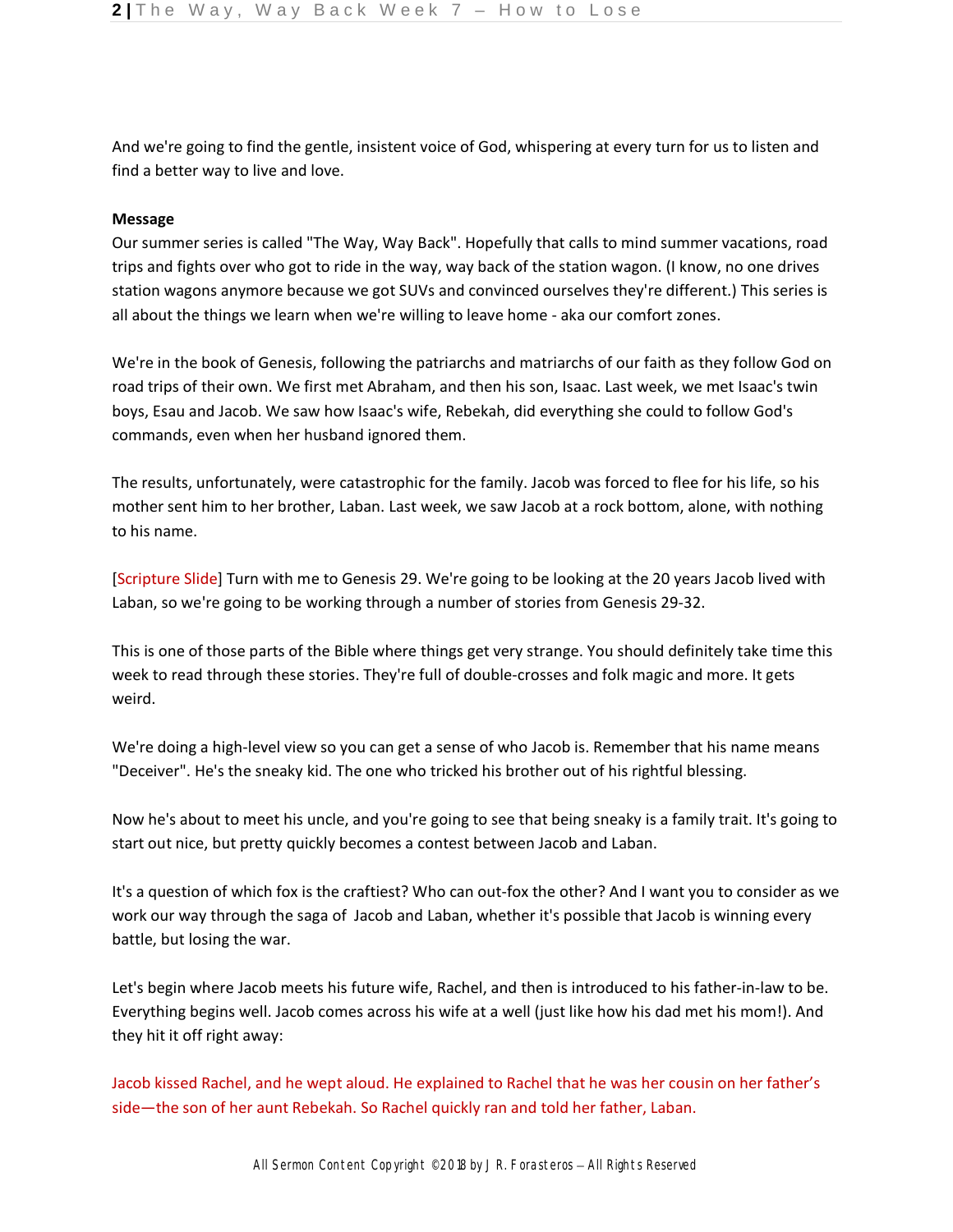And we're going to find the gentle, insistent voice of God, whispering at every turn for us to listen and find a better way to live and love.

**Message**

Our summer series is called "The Way, Way Back". Hopefully that calls to mind summer vacations, road trips and fights over who got to ride in the way, way back of the station wagon. (I know, no one drives station wagons anymore because we got SUVs and convinced ourselves they're different.) This series is all about the things we learn when we're willing to leave home - aka our comfort zones.

We're in the book of Genesis, following the patriarchs and matriarchs of our faith as they follow God on road trips of their own. We first met Abraham, and then his son, Isaac. Last week, we met Isaac's twin boys, Esau and Jacob. We saw how Isaac's wife, Rebekah, did everything she could to follow God's commands, even when her husband ignored them.

The results, unfortunately, were catastrophic for the family. Jacob was forced to flee for his life, so his mother sent him to her brother, Laban. Last week, we saw Jacob at a rock bottom, alone, with nothing to his name.

[Scripture Slide] Turn with me to Genesis 29. We're going to be looking at the 20 years Jacob lived with Laban, so we're going to be working through a number of stories from Genesis 29-32.

This is one of those parts of the Bible where things get very strange. You should definitely take time this week to read through these stories. They're full of double-crosses and folk magic and more. It gets weird.

We're doing a high-level view so you can get a sense of who Jacob is. Remember that his name means "Deceiver". He's the sneaky kid. The one who tricked his brother out of his rightful blessing.

Now he's about to meet his uncle, and you're going to see that being sneaky is a family trait. It's going to start out nice, but pretty quickly becomes a contest between Jacob and Laban.

It's a question of which fox is the craftiest? Who can out-fox the other? And I want you to consider as we work our way through the saga of Jacob and Laban, whether it's possible that Jacob is winning every battle, but losing the war.

Let's begin where Jacob meets his future wife, Rachel, and then is introduced to his father-in-law to be. Everything begins well. Jacob comes across his wife at a well (just like how his dad met his mom!). And they hit it off right away:

Jacob kissed Rachel, and he wept aloud. He explained to Rachel that he was her cousin on her father's side—the son of her aunt Rebekah. So Rachel quickly ran and told her father, Laban.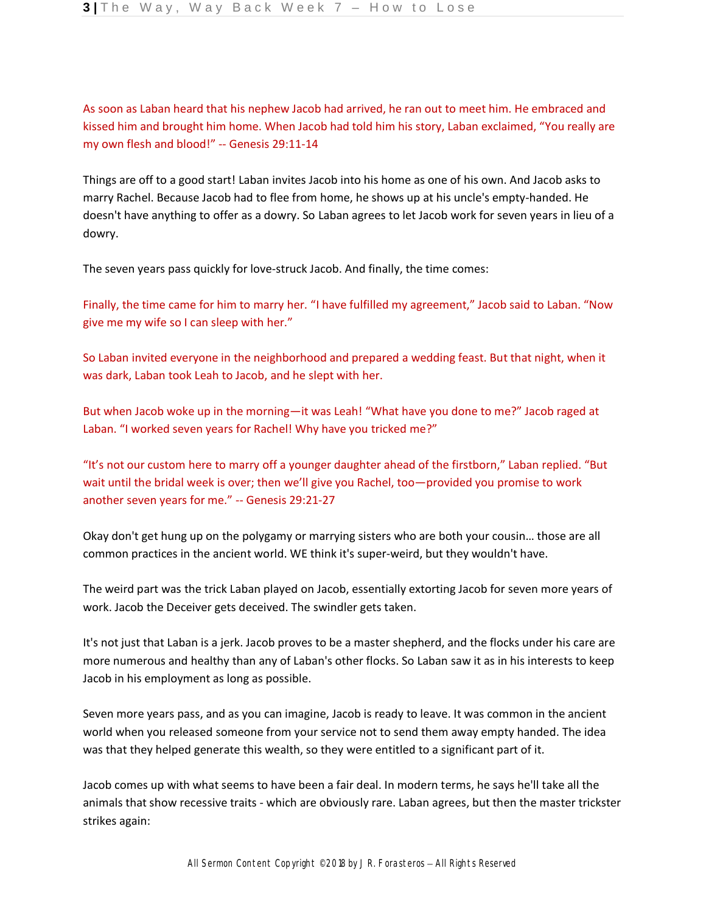As soon as Laban heard that his nephew Jacob had arrived, he ran out to meet him. He embraced and kissed him and brought him home. When Jacob had told him his story, Laban exclaimed, “You really are my own flesh and blood!” -- Genesis 29:11-14

Things are off to a good start! Laban invites Jacob into his home as one of his own. And Jacob asks to marry Rachel. Because Jacob had to flee from home, he shows up at his uncle's empty-handed. He doesn't have anything to offer as a dowry. So Laban agrees to let Jacob work for seven years in lieu of a dowry.

The seven years pass quickly for love-struck Jacob. And finally, the time comes:

Finally, the time came for him to marry her. “I have fulfilled my agreement,” Jacob said to Laban. “Now give me my wife so I can sleep with her.”

So Laban invited everyone in the neighborhood and prepared a wedding feast. But that night, when it was dark, Laban took Leah to Jacob, and he slept with her.

But when Jacob woke up in the morning—it was Leah! “What have you done to me?” Jacob raged at Laban. “I worked seven years for Rachel! Why have you tricked me?”

“It’s not our custom here to marry off a younger daughter ahead of the firstborn,” Laban replied. “But wait until the bridal week is over; then we’ll give you Rachel, too—provided you promise to work another seven years for me.” -- Genesis 29:21-27

Okay don't get hung up on the polygamy or marrying sisters who are both your cousin… those are all common practices in the ancient world. WE think it's super-weird, but they wouldn't have.

The weird part was the trick Laban played on Jacob, essentially extorting Jacob for seven more years of work. Jacob the Deceiver gets deceived. The swindler gets taken.

It's not just that Laban is a jerk. Jacob proves to be a master shepherd, and the flocks under his care are more numerous and healthy than any of Laban's other flocks. So Laban saw it as in his interests to keep Jacob in his employment as long as possible.

Seven more years pass, and as you can imagine, Jacob is ready to leave. It was common in the ancient world when you released someone from your service not to send them away empty handed. The idea was that they helped generate this wealth, so they were entitled to a significant part of it.

Jacob comes up with what seems to have been a fair deal. In modern terms, he says he'll take all the animals that show recessive traits - which are obviously rare. Laban agrees, but then the master trickster strikes again: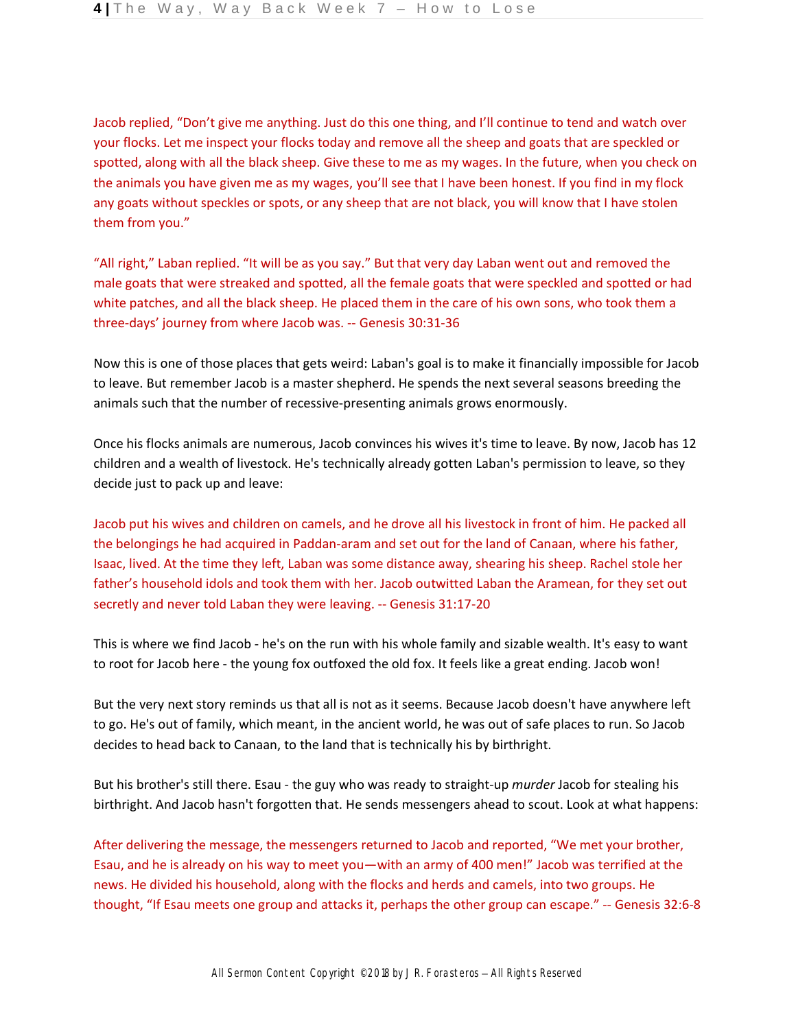Jacob replied, "Don't give me anything. Just do this one thing, and I'll continue to tend and watch over your flocks. Let me inspect your flocks today and remove all the sheep and goats that are speckled or spotted, along with all the black sheep. Give these to me as my wages. In the future, when you check on the animals you have given me as my wages, you'll see that I have been honest. If you find in my flock any goats without speckles or spots, or any sheep that are not black, you will know that I have stolen them from you."

"All right," Laban replied. "It will be as you say." But that very day Laban went out and removed the male goats that were streaked and spotted, all the female goats that were speckled and spotted or had white patches, and all the black sheep. He placed them in the care of his own sons, who took them a three-days' journey from where Jacob was. -- Genesis 30:31-36

Now this is one of those places that gets weird: Laban's goal is to make it financially impossible for Jacob to leave. But remember Jacob is a master shepherd. He spends the next several seasons breeding the animals such that the number of recessive-presenting animals grows enormously.

Once his flocks animals are numerous, Jacob convinces his wives it's time to leave. By now, Jacob has 12 children and a wealth of livestock. He's technically already gotten Laban's permission to leave, so they decide just to pack up and leave:

Jacob put his wives and children on camels, and he drove all his livestock in front of him. He packed all the belongings he had acquired in Paddan-aram and set out for the land of Canaan, where his father, Isaac, lived. At the time they left, Laban was some distance away, shearing his sheep. Rachel stole her father's household idols and took them with her. Jacob outwitted Laban the Aramean, for they set out secretly and never told Laban they were leaving. -- Genesis 31:17-20

This is where we find Jacob - he's on the run with his whole family and sizable wealth. It's easy to want to root for Jacob here - the young fox outfoxed the old fox. It feels like a great ending. Jacob won!

But the very next story reminds us that all is not as it seems. Because Jacob doesn't have anywhere left to go. He's out of family, which meant, in the ancient world, he was out of safe places to run. So Jacob decides to head back to Canaan, to the land that is technically his by birthright.

But his brother's still there. Esau - the guy who was ready to straight-up *murder* Jacob for stealing his birthright. And Jacob hasn't forgotten that. He sends messengers ahead to scout. Look at what happens:

After delivering the message, the messengers returned to Jacob and reported, "We met your brother, Esau, and he is already on his way to meet you—with an army of 400 men!" Jacob was terrified at the news. He divided his household, along with the flocks and herds and camels, into two groups. He thought, "If Esau meets one group and attacks it, perhaps the other group can escape." -- Genesis 32:6-8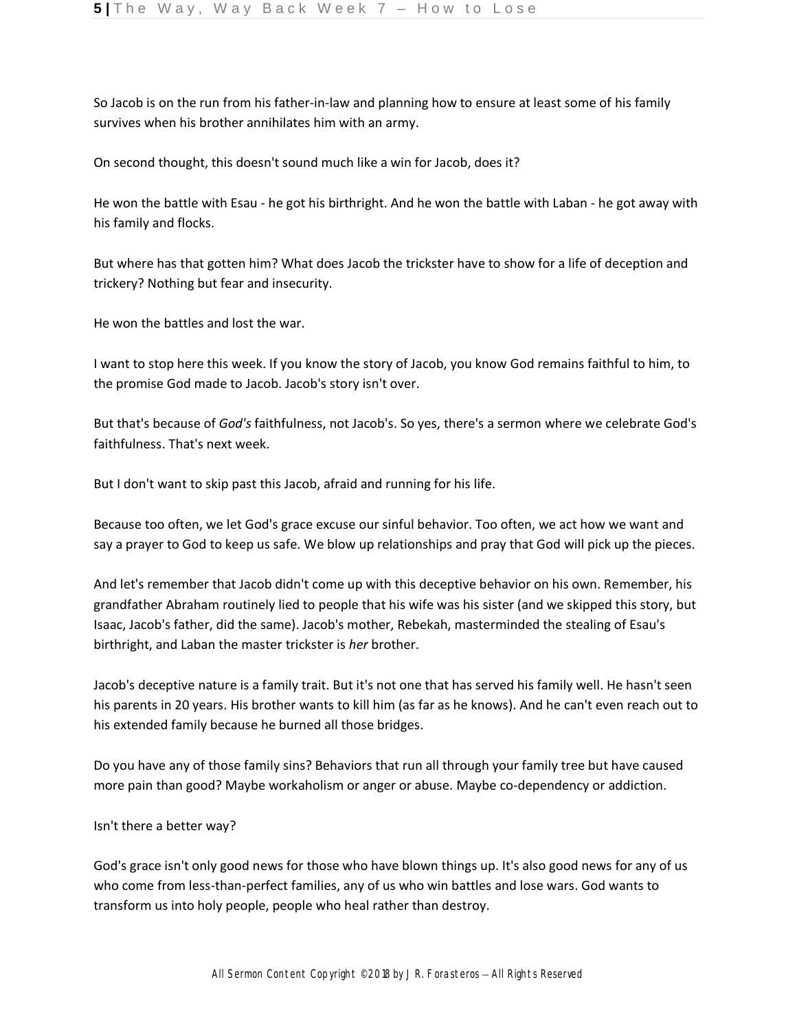So Jacob is on the run from his father-in-law and planning how to ensure at least some of his family survives when his brother annihilates him with an army.

On second thought, this doesn't sound much like a win for Jacob, does it?

He won the battle with Esau - he got his birthright. And he won the battle with Laban - he got away with his family and flocks.

But where has that gotten him? What does Jacob the trickster have to show for a life of deception and trickery? Nothing but fear and insecurity.

He won the battles and lost the war.

I want to stop here this week. If you know the story of Jacob, you know God remains faithful to him, to the promise God made to Jacob. Jacob's story isn't over.

But that's because of *God's* faithfulness, not Jacob's. So yes, there's a sermon where we celebrate God's faithfulness. That's next week.

But I don't want to skip past this Jacob, afraid and running for his life.

Because too often, we let God's grace excuse our sinful behavior. Too often, we act how we want and say a prayer to God to keep us safe. We blow up relationships and pray that God will pick up the pieces.

And let's remember that Jacob didn't come up with this deceptive behavior on his own. Remember, his grandfather Abraham routinely lied to people that his wife was his sister (and we skipped this story, but Isaac, Jacob's father, did the same). Jacob's mother, Rebekah, masterminded the stealing of Esau's birthright, and Laban the master trickster is *her* brother.

Jacob's deceptive nature is a family trait. But it's not one that has served his family well. He hasn't seen his parents in 20 years. His brother wants to kill him (as far as he knows). And he can't even reach out to his extended family because he burned all those bridges.

Do you have any of those family sins? Behaviors that run all through your family tree but have caused more pain than good? Maybe workaholism or anger or abuse. Maybe co-dependency or addiction.

Isn't there a better way?

God's grace isn't only good news for those who have blown things up. It's also good news for any of us who come from less-than-perfect families, any of us who win battles and lose wars. God wants to transform us into holy people, people who heal rather than destroy.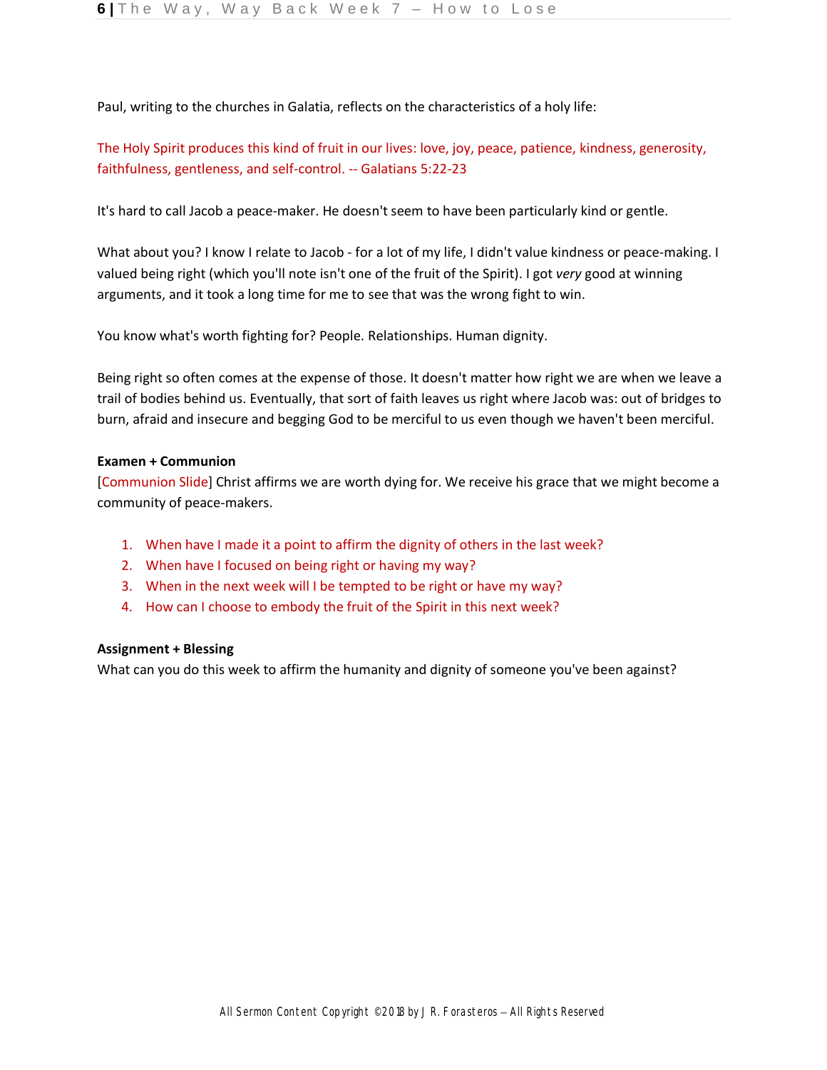Paul, writing to the churches in Galatia, reflects on the characteristics of a holy life:

The Holy Spirit produces this kind of fruit in our lives: love, joy, peace, patience, kindness, generosity, faithfulness, gentleness, and self-control. -- Galatians 5:22-23

It's hard to call Jacob a peace-maker. He doesn't seem to have been particularly kind or gentle.

What about you? I know I relate to Jacob - for a lot of my life, I didn't value kindness or peace-making. I valued being right (which you'll note isn't one of the fruit of the Spirit). I got *very* good at winning arguments, and it took a long time for me to see that was the wrong fight to win.

You know what's worth fighting for? People. Relationships. Human dignity.

Being right so often comes at the expense of those. It doesn't matter how right we are when we leave a trail of bodies behind us. Eventually, that sort of faith leaves us right where Jacob was: out of bridges to burn, afraid and insecure and begging God to be merciful to us even though we haven't been merciful.

**Examen + Communion**

[Communion Slide] Christ affirms we are worth dying for. We receive his grace that we might become a community of peace-makers.

1. When have I made it a point to affirm the dignity of others in the last week?
2. When have I focused on being right or having my way?
3. When in the next week will I be tempted to be right or have my way?
4. How can I choose to embody the fruit of the Spirit in this next week?

**Assignment + Blessing**

What can you do this week to affirm the humanity and dignity of someone you've been against?

All Sermon Content Copyright ©2018 by J R. Forasteros – All Rights Reserved